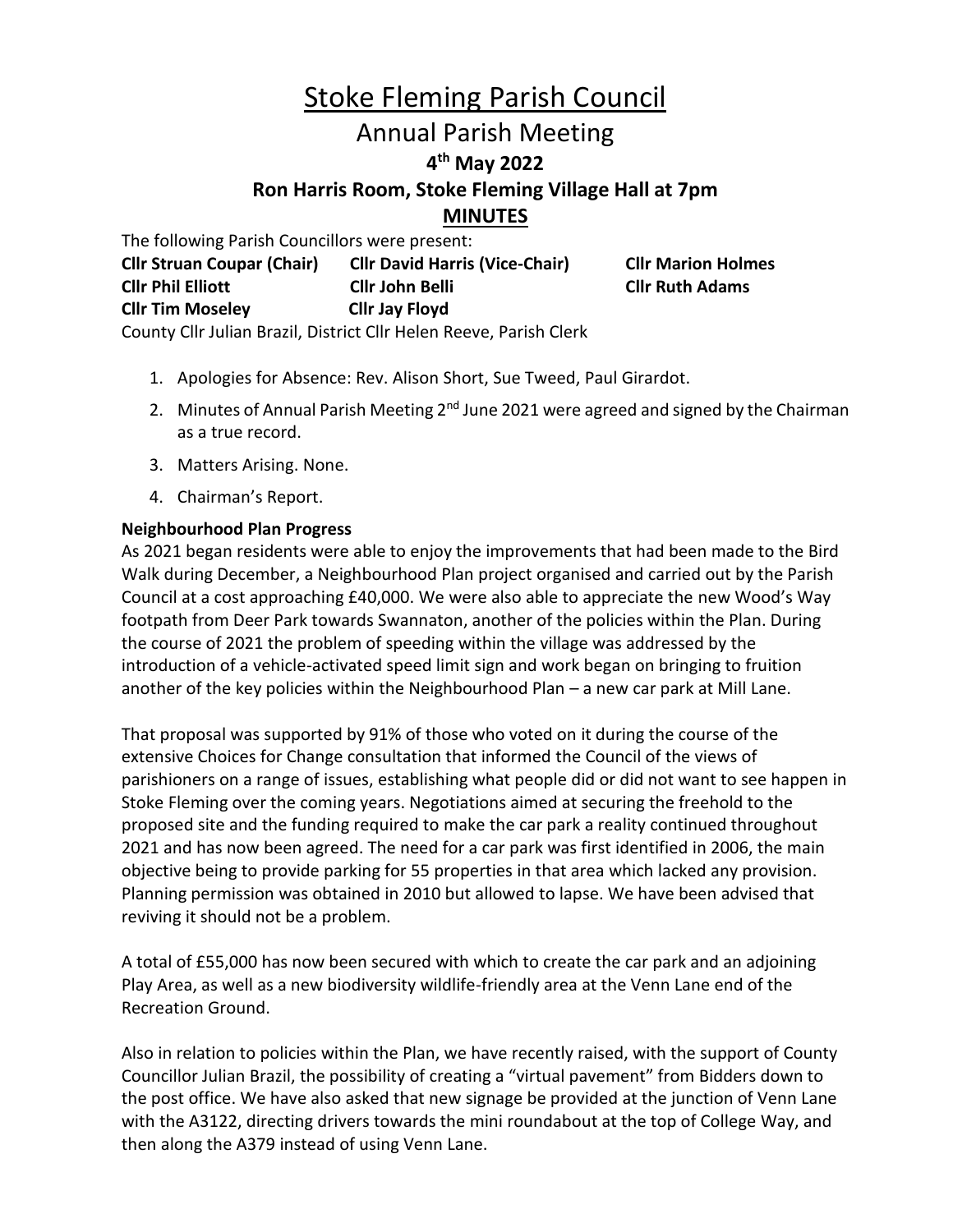# Stoke Fleming Parish Council

## Annual Parish Meeting

### 4th May 2022

### Ron Harris Room, Stoke Fleming Village Hall at 7pm

### MINUTES

The following Parish Councillors were present:

**Cllr Struan Coupar (Chair)** **Cllr David Harris (Vice-Chair)** **Cllr Marion Holmes**
**Cllr Phil Elliott** **Cllr John Belli** **Cllr Ruth Adams**
**Cllr Tim Moseley** **Cllr Jay Floyd**

County Cllr Julian Brazil, District Cllr Helen Reeve, Parish Clerk

1. Apologies for Absence: Rev. Alison Short, Sue Tweed, Paul Girardot.
2. Minutes of Annual Parish Meeting 2nd June 2021 were agreed and signed by the Chairman as a true record.
3. Matters Arising. None.
4. Chairman's Report.

**Neighbourhood Plan Progress**

As 2021 began residents were able to enjoy the improvements that had been made to the Bird Walk during December, a Neighbourhood Plan project organised and carried out by the Parish Council at a cost approaching £40,000. We were also able to appreciate the new Wood's Way footpath from Deer Park towards Swannaton, another of the policies within the Plan. During the course of 2021 the problem of speeding within the village was addressed by the introduction of a vehicle-activated speed limit sign and work began on bringing to fruition another of the key policies within the Neighbourhood Plan – a new car park at Mill Lane.

That proposal was supported by 91% of those who voted on it during the course of the extensive Choices for Change consultation that informed the Council of the views of parishioners on a range of issues, establishing what people did or did not want to see happen in Stoke Fleming over the coming years. Negotiations aimed at securing the freehold to the proposed site and the funding required to make the car park a reality continued throughout 2021 and has now been agreed. The need for a car park was first identified in 2006, the main objective being to provide parking for 55 properties in that area which lacked any provision. Planning permission was obtained in 2010 but allowed to lapse. We have been advised that reviving it should not be a problem.

A total of £55,000 has now been secured with which to create the car park and an adjoining Play Area, as well as a new biodiversity wildlife-friendly area at the Venn Lane end of the Recreation Ground.

Also in relation to policies within the Plan, we have recently raised, with the support of County Councillor Julian Brazil, the possibility of creating a "virtual pavement" from Bidders down to the post office. We have also asked that new signage be provided at the junction of Venn Lane with the A3122, directing drivers towards the mini roundabout at the top of College Way, and then along the A379 instead of using Venn Lane.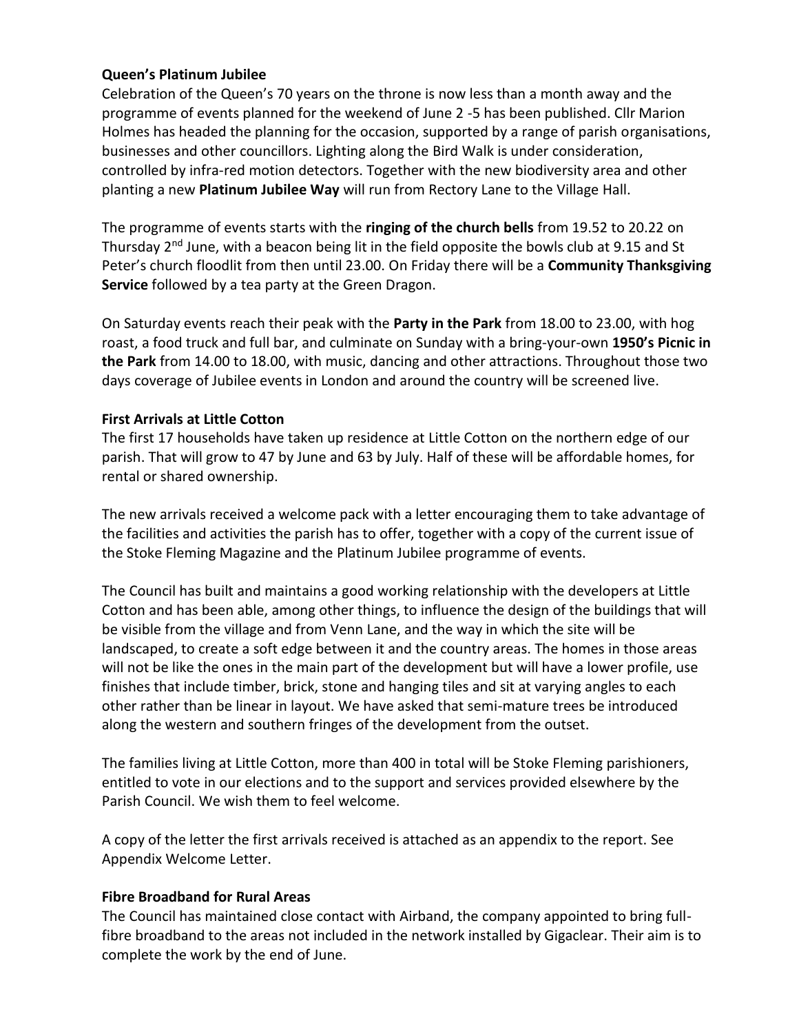**Queen's Platinum Jubilee**

Celebration of the Queen's 70 years on the throne is now less than a month away and the programme of events planned for the weekend of June 2 -5 has been published. Cllr Marion Holmes has headed the planning for the occasion, supported by a range of parish organisations, businesses and other councillors. Lighting along the Bird Walk is under consideration, controlled by infra-red motion detectors. Together with the new biodiversity area and other planting a new **Platinum Jubilee Way** will run from Rectory Lane to the Village Hall.

The programme of events starts with the **ringing of the church bells** from 19.52 to 20.22 on Thursday 2nd June, with a beacon being lit in the field opposite the bowls club at 9.15 and St Peter's church floodlit from then until 23.00. On Friday there will be a **Community Thanksgiving Service** followed by a tea party at the Green Dragon.

On Saturday events reach their peak with the **Party in the Park** from 18.00 to 23.00, with hog roast, a food truck and full bar, and culminate on Sunday with a bring-your-own **1950's Picnic in the Park** from 14.00 to 18.00, with music, dancing and other attractions. Throughout those two days coverage of Jubilee events in London and around the country will be screened live.

**First Arrivals at Little Cotton**

The first 17 households have taken up residence at Little Cotton on the northern edge of our parish. That will grow to 47 by June and 63 by July. Half of these will be affordable homes, for rental or shared ownership.

The new arrivals received a welcome pack with a letter encouraging them to take advantage of the facilities and activities the parish has to offer, together with a copy of the current issue of the Stoke Fleming Magazine and the Platinum Jubilee programme of events.

The Council has built and maintains a good working relationship with the developers at Little Cotton and has been able, among other things, to influence the design of the buildings that will be visible from the village and from Venn Lane, and the way in which the site will be landscaped, to create a soft edge between it and the country areas. The homes in those areas will not be like the ones in the main part of the development but will have a lower profile, use finishes that include timber, brick, stone and hanging tiles and sit at varying angles to each other rather than be linear in layout. We have asked that semi-mature trees be introduced along the western and southern fringes of the development from the outset.

The families living at Little Cotton, more than 400 in total will be Stoke Fleming parishioners, entitled to vote in our elections and to the support and services provided elsewhere by the Parish Council. We wish them to feel welcome.

A copy of the letter the first arrivals received is attached as an appendix to the report. See Appendix Welcome Letter.

**Fibre Broadband for Rural Areas**

The Council has maintained close contact with Airband, the company appointed to bring full-fibre broadband to the areas not included in the network installed by Gigaclear. Their aim is to complete the work by the end of June.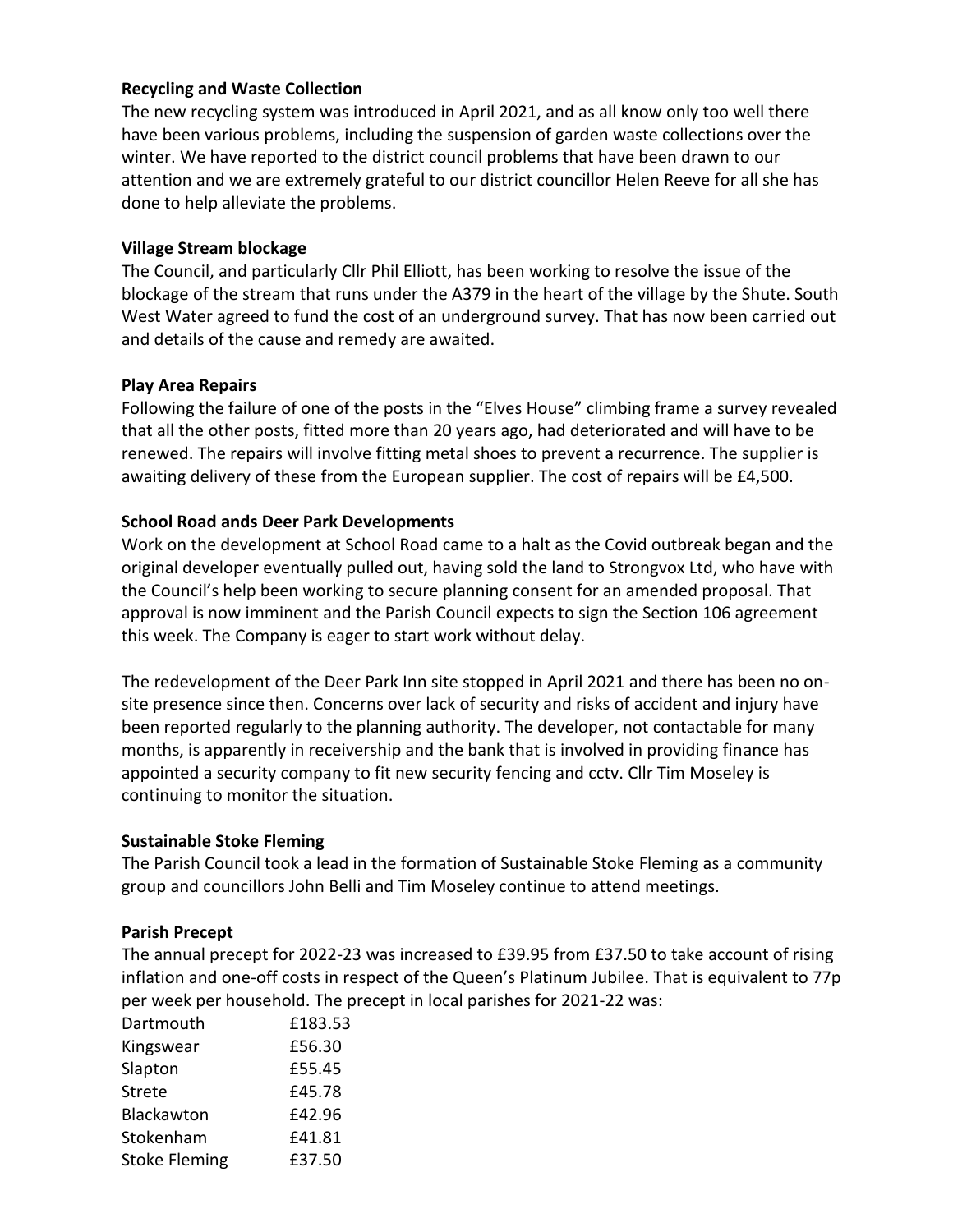**Recycling and Waste Collection**

The new recycling system was introduced in April 2021, and as all know only too well there have been various problems, including the suspension of garden waste collections over the winter. We have reported to the district council problems that have been drawn to our attention and we are extremely grateful to our district councillor Helen Reeve for all she has done to help alleviate the problems.

**Village Stream blockage**

The Council, and particularly Cllr Phil Elliott, has been working to resolve the issue of the blockage of the stream that runs under the A379 in the heart of the village by the Shute. South West Water agreed to fund the cost of an underground survey. That has now been carried out and details of the cause and remedy are awaited.

**Play Area Repairs**

Following the failure of one of the posts in the "Elves House" climbing frame a survey revealed that all the other posts, fitted more than 20 years ago, had deteriorated and will have to be renewed. The repairs will involve fitting metal shoes to prevent a recurrence. The supplier is awaiting delivery of these from the European supplier. The cost of repairs will be £4,500.

**School Road ands Deer Park Developments**

Work on the development at School Road came to a halt as the Covid outbreak began and the original developer eventually pulled out, having sold the land to Strongvox Ltd, who have with the Council's help been working to secure planning consent for an amended proposal. That approval is now imminent and the Parish Council expects to sign the Section 106 agreement this week. The Company is eager to start work without delay.

The redevelopment of the Deer Park Inn site stopped in April 2021 and there has been no on-site presence since then. Concerns over lack of security and risks of accident and injury have been reported regularly to the planning authority. The developer, not contactable for many months, is apparently in receivership and the bank that is involved in providing finance has appointed a security company to fit new security fencing and cctv. Cllr Tim Moseley is continuing to monitor the situation.

**Sustainable Stoke Fleming**

The Parish Council took a lead in the formation of Sustainable Stoke Fleming as a community group and councillors John Belli and Tim Moseley continue to attend meetings.

**Parish Precept**

The annual precept for 2022-23 was increased to £39.95 from £37.50 to take account of rising inflation and one-off costs in respect of the Queen's Platinum Jubilee. That is equivalent to 77p per week per household. The precept in local parishes for 2021-22 was:

| | |
|---|---|
| Dartmouth | £183.53 |
| Kingswear | £56.30 |
| Slapton | £55.45 |
| Strete | £45.78 |
| Blackawton | £42.96 |
| Stokenham | £41.81 |
| Stoke Fleming | £37.50 |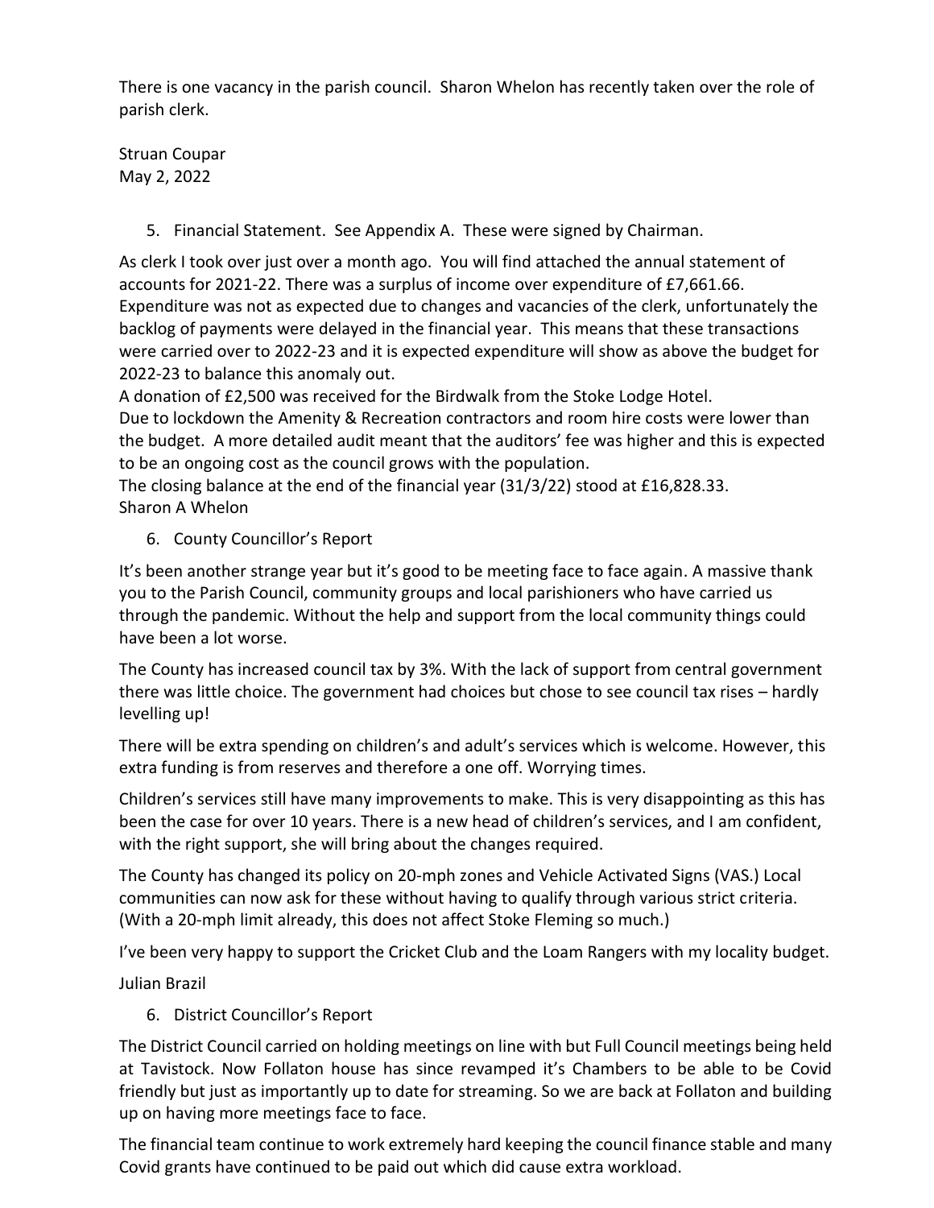There is one vacancy in the parish council. Sharon Whelon has recently taken over the role of parish clerk.

Struan Coupar
May 2, 2022

5. Financial Statement. See Appendix A. These were signed by Chairman.

As clerk I took over just over a month ago. You will find attached the annual statement of accounts for 2021-22. There was a surplus of income over expenditure of £7,661.66. Expenditure was not as expected due to changes and vacancies of the clerk, unfortunately the backlog of payments were delayed in the financial year. This means that these transactions were carried over to 2022-23 and it is expected expenditure will show as above the budget for 2022-23 to balance this anomaly out.
A donation of £2,500 was received for the Birdwalk from the Stoke Lodge Hotel.
Due to lockdown the Amenity & Recreation contractors and room hire costs were lower than the budget. A more detailed audit meant that the auditors' fee was higher and this is expected to be an ongoing cost as the council grows with the population.
The closing balance at the end of the financial year (31/3/22) stood at £16,828.33.
Sharon A Whelon

6. County Councillor's Report

It's been another strange year but it's good to be meeting face to face again. A massive thank you to the Parish Council, community groups and local parishioners who have carried us through the pandemic. Without the help and support from the local community things could have been a lot worse.

The County has increased council tax by 3%. With the lack of support from central government there was little choice. The government had choices but chose to see council tax rises – hardly levelling up!

There will be extra spending on children's and adult's services which is welcome. However, this extra funding is from reserves and therefore a one off. Worrying times.

Children's services still have many improvements to make. This is very disappointing as this has been the case for over 10 years. There is a new head of children's services, and I am confident, with the right support, she will bring about the changes required.

The County has changed its policy on 20-mph zones and Vehicle Activated Signs (VAS.) Local communities can now ask for these without having to qualify through various strict criteria. (With a 20-mph limit already, this does not affect Stoke Fleming so much.)

I've been very happy to support the Cricket Club and the Loam Rangers with my locality budget.

Julian Brazil

6. District Councillor's Report

The District Council carried on holding meetings on line with but Full Council meetings being held at Tavistock. Now Follaton house has since revamped it's Chambers to be able to be Covid friendly but just as importantly up to date for streaming. So we are back at Follaton and building up on having more meetings face to face.

The financial team continue to work extremely hard keeping the council finance stable and many Covid grants have continued to be paid out which did cause extra workload.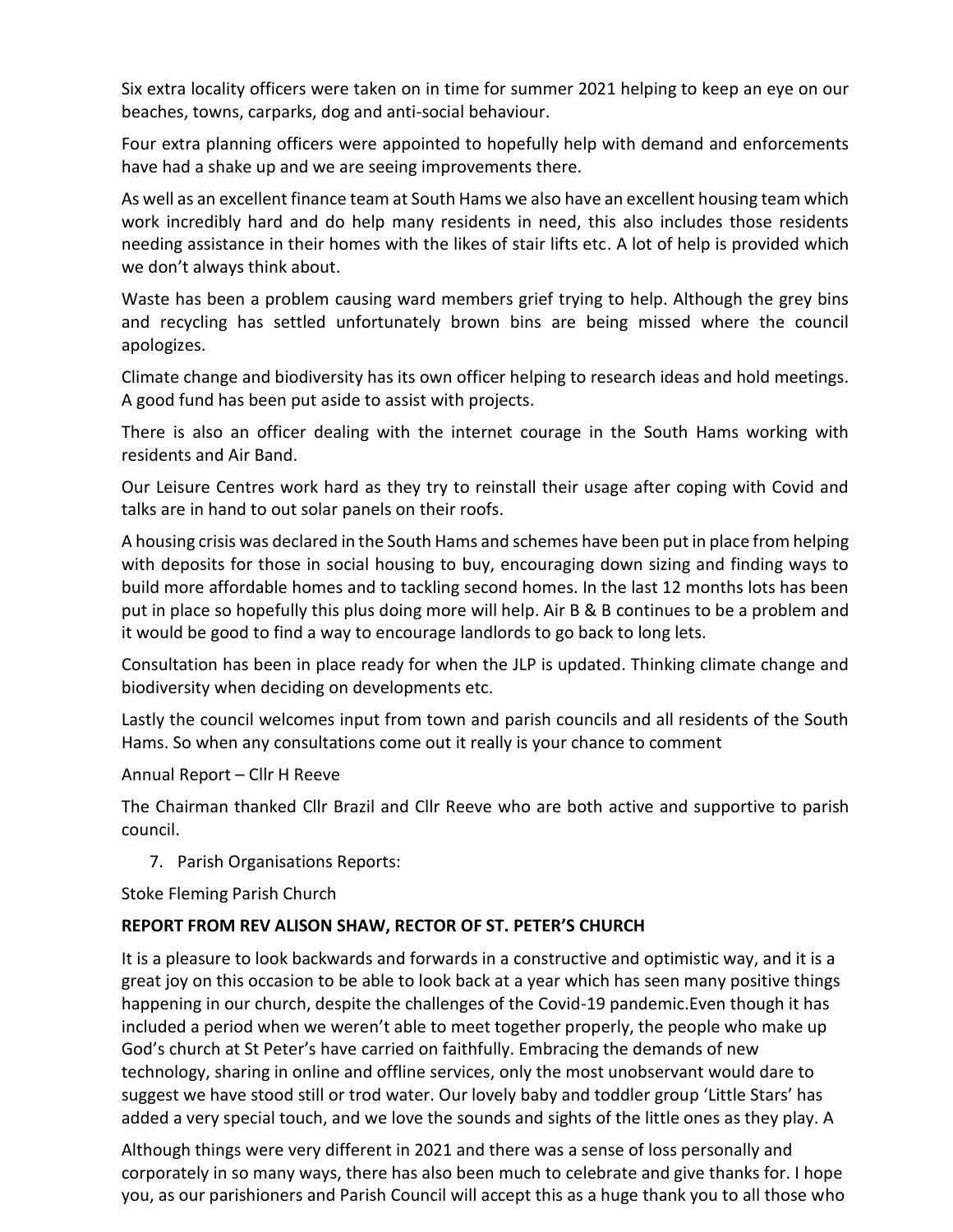Six extra locality officers were taken on in time for summer 2021 helping to keep an eye on our beaches, towns, carparks, dog and anti-social behaviour.

Four extra planning officers were appointed to hopefully help with demand and enforcements have had a shake up and we are seeing improvements there.

As well as an excellent finance team at South Hams we also have an excellent housing team which work incredibly hard and do help many residents in need, this also includes those residents needing assistance in their homes with the likes of stair lifts etc. A lot of help is provided which we don't always think about.

Waste has been a problem causing ward members grief trying to help. Although the grey bins and recycling has settled unfortunately brown bins are being missed where the council apologizes.

Climate change and biodiversity has its own officer helping to research ideas and hold meetings. A good fund has been put aside to assist with projects.

There is also an officer dealing with the internet courage in the South Hams working with residents and Air Band.

Our Leisure Centres work hard as they try to reinstall their usage after coping with Covid and talks are in hand to out solar panels on their roofs.

A housing crisis was declared in the South Hams and schemes have been put in place from helping with deposits for those in social housing to buy, encouraging down sizing and finding ways to build more affordable homes and to tackling second homes. In the last 12 months lots has been put in place so hopefully this plus doing more will help. Air B & B continues to be a problem and it would be good to find a way to encourage landlords to go back to long lets.

Consultation has been in place ready for when the JLP is updated. Thinking climate change and biodiversity when deciding on developments etc.

Lastly the council welcomes input from town and parish councils and all residents of the South Hams. So when any consultations come out it really is your chance to comment

Annual Report – Cllr H Reeve

The Chairman thanked Cllr Brazil and Cllr Reeve who are both active and supportive to parish council.

7. Parish Organisations Reports:

Stoke Fleming Parish Church

**REPORT FROM REV ALISON SHAW, RECTOR OF ST. PETER'S CHURCH**

It is a pleasure to look backwards and forwards in a constructive and optimistic way, and it is a great joy on this occasion to be able to look back at a year which has seen many positive things happening in our church, despite the challenges of the Covid-19 pandemic.Even though it has included a period when we weren't able to meet together properly, the people who make up God's church at St Peter's have carried on faithfully. Embracing the demands of new technology, sharing in online and offline services, only the most unobservant would dare to suggest we have stood still or trod water. Our lovely baby and toddler group 'Little Stars' has added a very special touch, and we love the sounds and sights of the little ones as they play. A

Although things were very different in 2021 and there was a sense of loss personally and corporately in so many ways, there has also been much to celebrate and give thanks for. I hope you, as our parishioners and Parish Council will accept this as a huge thank you to all those who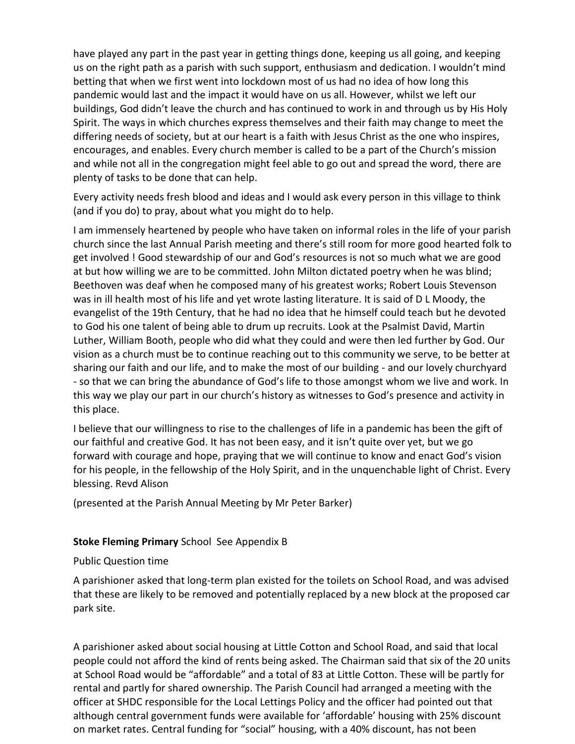have played any part in the past year in getting things done, keeping us all going, and keeping us on the right path as a parish with such support, enthusiasm and dedication. I wouldn't mind betting that when we first went into lockdown most of us had no idea of how long this pandemic would last and the impact it would have on us all. However, whilst we left our buildings, God didn't leave the church and has continued to work in and through us by His Holy Spirit. The ways in which churches express themselves and their faith may change to meet the differing needs of society, but at our heart is a faith with Jesus Christ as the one who inspires, encourages, and enables. Every church member is called to be a part of the Church's mission and while not all in the congregation might feel able to go out and spread the word, there are plenty of tasks to be done that can help.

Every activity needs fresh blood and ideas and I would ask every person in this village to think (and if you do) to pray, about what you might do to help.

I am immensely heartened by people who have taken on informal roles in the life of your parish church since the last Annual Parish meeting and there's still room for more good hearted folk to get involved ! Good stewardship of our and God's resources is not so much what we are good at but how willing we are to be committed. John Milton dictated poetry when he was blind; Beethoven was deaf when he composed many of his greatest works; Robert Louis Stevenson was in ill health most of his life and yet wrote lasting literature. It is said of D L Moody, the evangelist of the 19th Century, that he had no idea that he himself could teach but he devoted to God his one talent of being able to drum up recruits. Look at the Psalmist David, Martin Luther, William Booth, people who did what they could and were then led further by God. Our vision as a church must be to continue reaching out to this community we serve, to be better at sharing our faith and our life, and to make the most of our building - and our lovely churchyard - so that we can bring the abundance of God's life to those amongst whom we live and work. In this way we play our part in our church's history as witnesses to God's presence and activity in this place.

I believe that our willingness to rise to the challenges of life in a pandemic has been the gift of our faithful and creative God. It has not been easy, and it isn't quite over yet, but we go forward with courage and hope, praying that we will continue to know and enact God's vision for his people, in the fellowship of the Holy Spirit, and in the unquenchable light of Christ. Every blessing. Revd Alison

(presented at the Parish Annual Meeting by Mr Peter Barker)

**Stoke Fleming Primary** School See Appendix B

Public Question time

A parishioner asked that long-term plan existed for the toilets on School Road, and was advised that these are likely to be removed and potentially replaced by a new block at the proposed car park site.

A parishioner asked about social housing at Little Cotton and School Road, and said that local people could not afford the kind of rents being asked. The Chairman said that six of the 20 units at School Road would be "affordable" and a total of 83 at Little Cotton. These will be partly for rental and partly for shared ownership. The Parish Council had arranged a meeting with the officer at SHDC responsible for the Local Lettings Policy and the officer had pointed out that although central government funds were available for 'affordable' housing with 25% discount on market rates. Central funding for "social" housing, with a 40% discount, has not been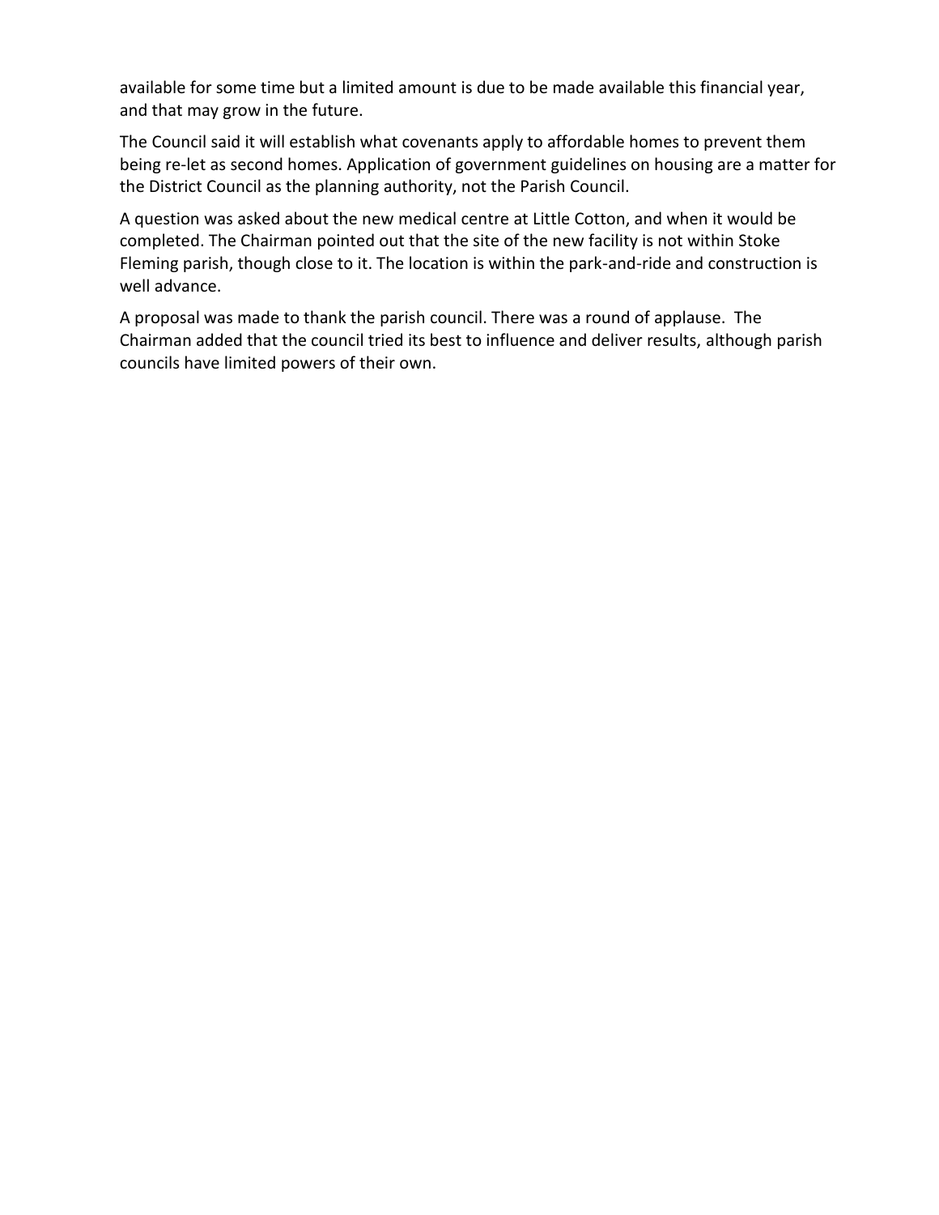available for some time but a limited amount is due to be made available this financial year, and that may grow in the future.

The Council said it will establish what covenants apply to affordable homes to prevent them being re-let as second homes. Application of government guidelines on housing are a matter for the District Council as the planning authority, not the Parish Council.

A question was asked about the new medical centre at Little Cotton, and when it would be completed. The Chairman pointed out that the site of the new facility is not within Stoke Fleming parish, though close to it. The location is within the park-and-ride and construction is well advance.

A proposal was made to thank the parish council. There was a round of applause. The Chairman added that the council tried its best to influence and deliver results, although parish councils have limited powers of their own.